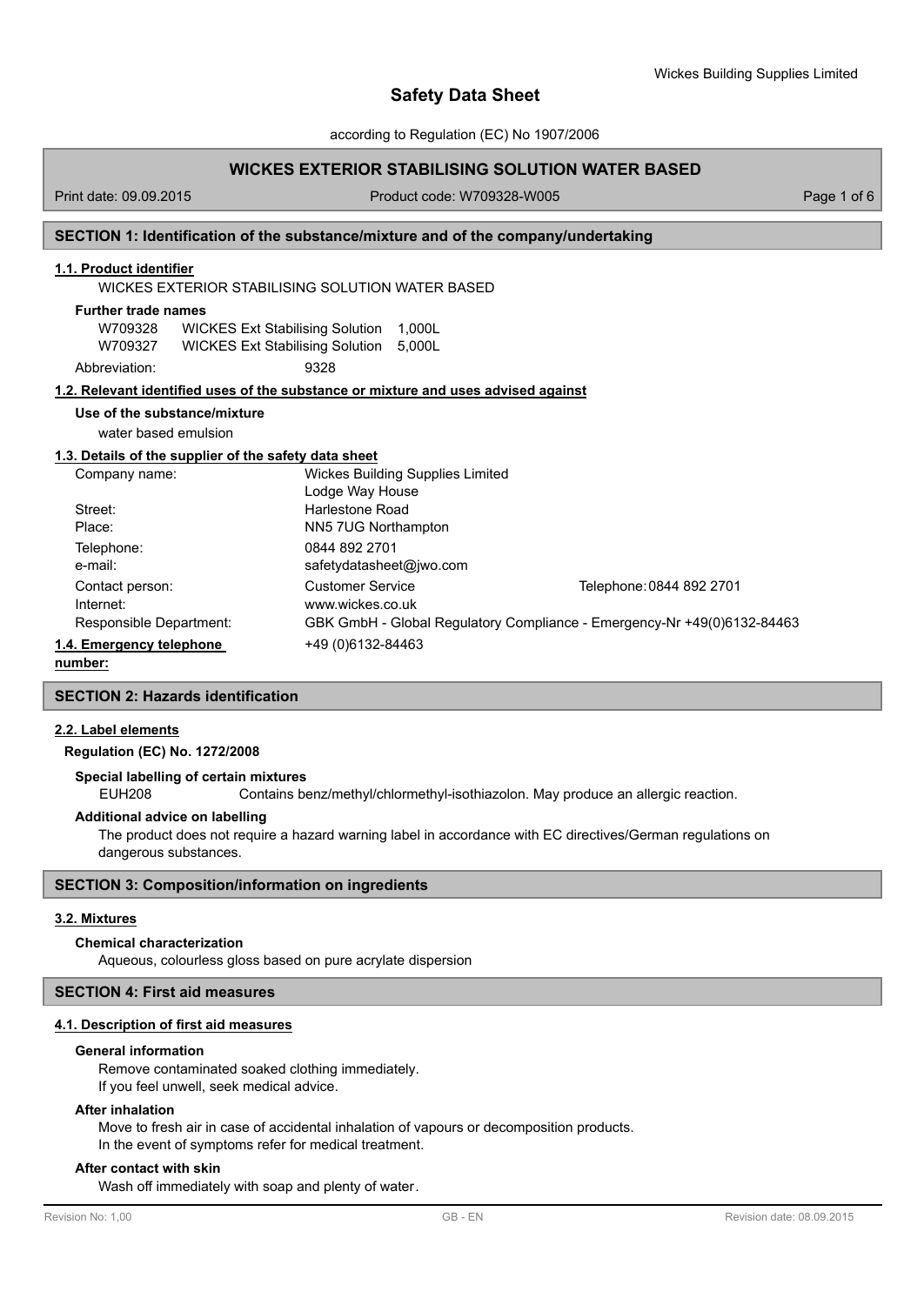# Safety Data Sheet

according to Regulation (EC) No 1907/2006

## WICKES EXTERIOR STABILISING SOLUTION WATER BASED

Print date: 09.09.2015 Product code: W709328-W005

## SECTION 1: Identification of the substance/mixture and of the company/undertaking

### 1.1. Product identifier

WICKES EXTERIOR STABILISING SOLUTION WATER BASED

**Further trade names**

| | | |
|---|---|---|
| W709328 | WICKES Ext Stabilising Solution | 1,000L |
| W709327 | WICKES Ext Stabilising Solution | 5,000L |

Abbreviation: 9328

### 1.2. Relevant identified uses of the substance or mixture and uses advised against

**Use of the substance/mixture**

water based emulsion

### 1.3. Details of the supplier of the safety data sheet

| | | |
|---|---|---|
| Company name: | Wickes Building Supplies Limited<br>Lodge Way House | |
| Street: | Harlestone Road | |
| Place: | NN5 7UG Northampton | |
| Telephone: | 0844 892 2701 | |
| e-mail: | safetydatasheet@jwo.com | |
| Contact person: | Customer Service | Telephone: 0844 892 2701 |
| Internet: | www.wickes.co.uk | |
| Responsible Department: | GBK GmbH - Global Regulatory Compliance - Emergency-Nr +49(0)6132-84463 | |

### 1.4. Emergency telephone number:

+49 (0)6132-84463

## SECTION 2: Hazards identification

### 2.2. Label elements

**Regulation (EC) No. 1272/2008**

**Special labelling of certain mixtures**

EUH208 Contains benz/methyl/chlormethyl-isothiazolon. May produce an allergic reaction.

**Additional advice on labelling**

The product does not require a hazard warning label in accordance with EC directives/German regulations on dangerous substances.

## SECTION 3: Composition/information on ingredients

### 3.2. Mixtures

**Chemical characterization**

Aqueous, colourless gloss based on pure acrylate dispersion

## SECTION 4: First aid measures

### 4.1. Description of first aid measures

**General information**

Remove contaminated soaked clothing immediately.
If you feel unwell, seek medical advice.

**After inhalation**

Move to fresh air in case of accidental inhalation of vapours or decomposition products.
In the event of symptoms refer for medical treatment.

**After contact with skin**

Wash off immediately with soap and plenty of water.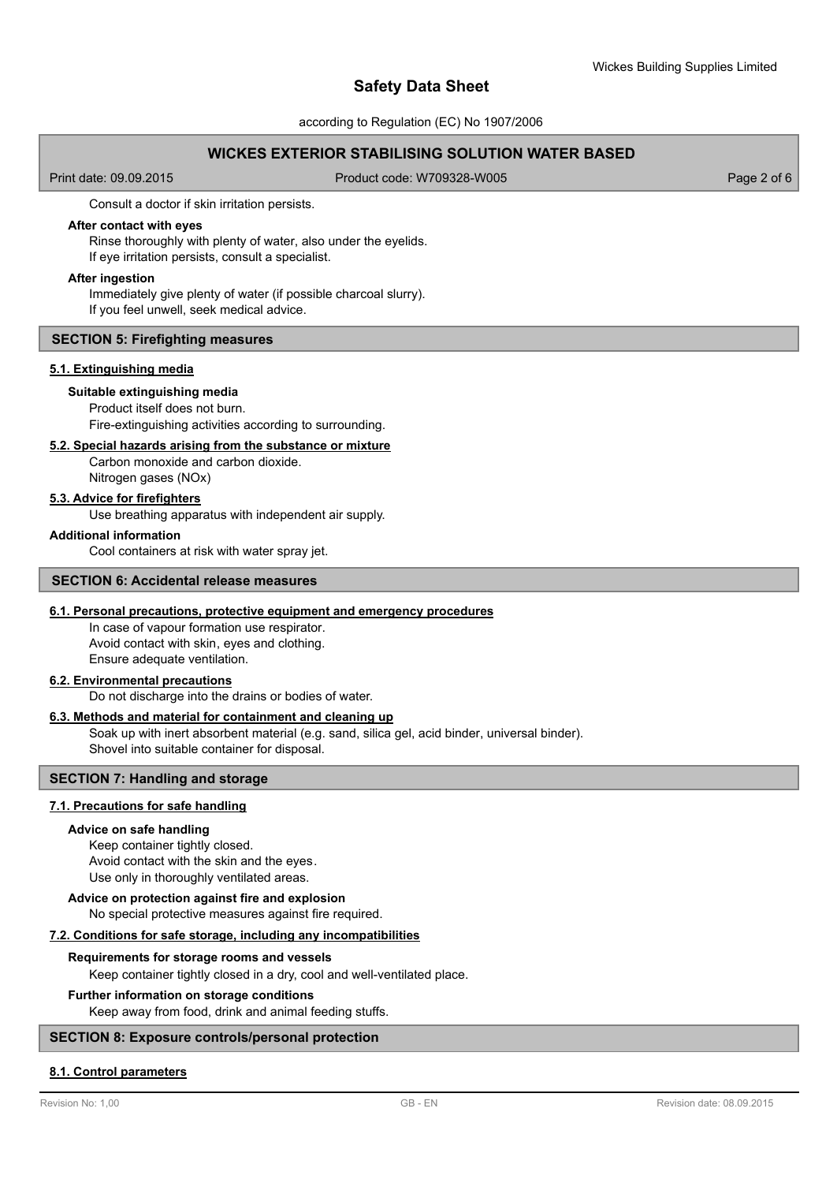Consult a doctor if skin irritation persists.

**After contact with eyes**

Rinse thoroughly with plenty of water, also under the eyelids.
If eye irritation persists, consult a specialist.

**After ingestion**

Immediately give plenty of water (if possible charcoal slurry).
If you feel unwell, seek medical advice.

## SECTION 5: Firefighting measures

### 5.1. Extinguishing media

**Suitable extinguishing media**

Product itself does not burn.
Fire-extinguishing activities according to surrounding.

### 5.2. Special hazards arising from the substance or mixture

Carbon monoxide and carbon dioxide.
Nitrogen gases (NOx)

### 5.3. Advice for firefighters

Use breathing apparatus with independent air supply.

**Additional information**

Cool containers at risk with water spray jet.

## SECTION 6: Accidental release measures

### 6.1. Personal precautions, protective equipment and emergency procedures

In case of vapour formation use respirator.
Avoid contact with skin, eyes and clothing.
Ensure adequate ventilation.

### 6.2. Environmental precautions

Do not discharge into the drains or bodies of water.

### 6.3. Methods and material for containment and cleaning up

Soak up with inert absorbent material (e.g. sand, silica gel, acid binder, universal binder).
Shovel into suitable container for disposal.

## SECTION 7: Handling and storage

### 7.1. Precautions for safe handling

**Advice on safe handling**

Keep container tightly closed.
Avoid contact with the skin and the eyes.
Use only in thoroughly ventilated areas.

**Advice on protection against fire and explosion**

No special protective measures against fire required.

### 7.2. Conditions for safe storage, including any incompatibilities

**Requirements for storage rooms and vessels**

Keep container tightly closed in a dry, cool and well-ventilated place.

**Further information on storage conditions**

Keep away from food, drink and animal feeding stuffs.

## SECTION 8: Exposure controls/personal protection

### 8.1. Control parameters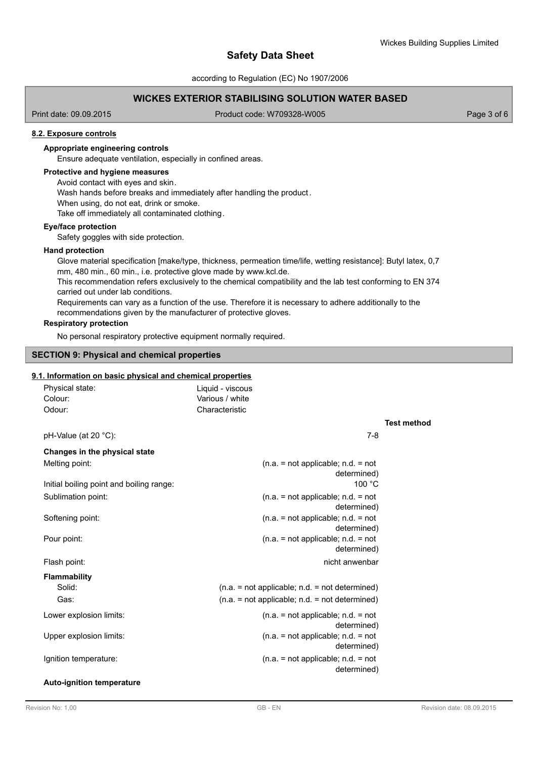### 8.2. Exposure controls

**Appropriate engineering controls**

Ensure adequate ventilation, especially in confined areas.

**Protective and hygiene measures**

Avoid contact with eyes and skin.
Wash hands before breaks and immediately after handling the product.
When using, do not eat, drink or smoke.
Take off immediately all contaminated clothing.

**Eye/face protection**

Safety goggles with side protection.

**Hand protection**

Glove material specification [make/type, thickness, permeation time/life, wetting resistance]: Butyl latex, 0,7 mm, 480 min., 60 min., i.e. protective glove made by www.kcl.de.
This recommendation refers exclusively to the chemical compatibility and the lab test conforming to EN 374 carried out under lab conditions.
Requirements can vary as a function of the use. Therefore it is necessary to adhere additionally to the recommendations given by the manufacturer of protective gloves.

**Respiratory protection**

No personal respiratory protective equipment normally required.

## SECTION 9: Physical and chemical properties

### 9.1. Information on basic physical and chemical properties

| | | |
|---|---|---|
| Physical state: | Liquid - viscous | |
| Colour: | Various / white | |
| Odour: | Characteristic | |
| | | **Test method** |
| pH-Value (at 20 °C): | 7-8 | |
| **Changes in the physical state** | | |
| Melting point: | (n.a. = not applicable; n.d. = not determined) | |
| Initial boiling point and boiling range: | 100 °C | |
| Sublimation point: | (n.a. = not applicable; n.d. = not determined) | |
| Softening point: | (n.a. = not applicable; n.d. = not determined) | |
| Pour point: | (n.a. = not applicable; n.d. = not determined) | |
| Flash point: | nicht anwenbar | |
| **Flammability** | | |
| Solid: | (n.a. = not applicable; n.d. = not determined) | |
| Gas: | (n.a. = not applicable; n.d. = not determined) | |
| Lower explosion limits: | (n.a. = not applicable; n.d. = not determined) | |
| Upper explosion limits: | (n.a. = not applicable; n.d. = not determined) | |
| Ignition temperature: | (n.a. = not applicable; n.d. = not determined) | |

**Auto-ignition temperature**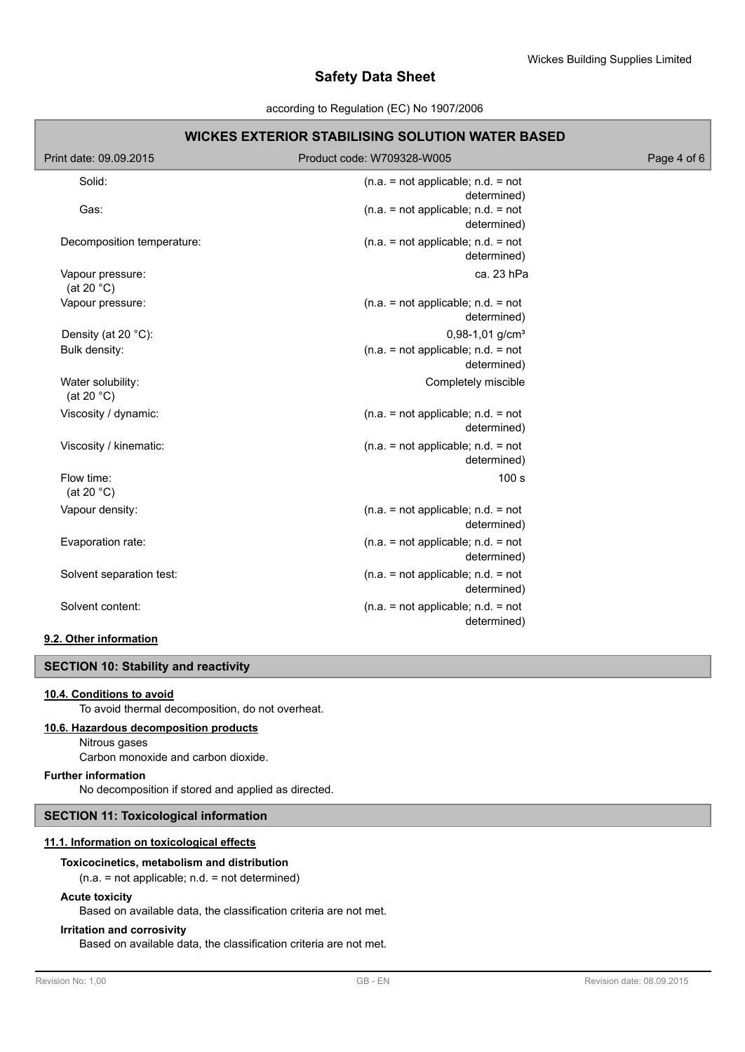| | |
|---|---|
| Solid: | (n.a. = not applicable; n.d. = not determined) |
| Gas: | (n.a. = not applicable; n.d. = not determined) |
| Decomposition temperature: | (n.a. = not applicable; n.d. = not determined) |
| Vapour pressure: (at 20 °C) | ca. 23 hPa |
| Vapour pressure: | (n.a. = not applicable; n.d. = not determined) |
| Density (at 20 °C): | 0,98-1,01 g/cm³ |
| Bulk density: | (n.a. = not applicable; n.d. = not determined) |
| Water solubility: (at 20 °C) | Completely miscible |
| Viscosity / dynamic: | (n.a. = not applicable; n.d. = not determined) |
| Viscosity / kinematic: | (n.a. = not applicable; n.d. = not determined) |
| Flow time: (at 20 °C) | 100 s |
| Vapour density: | (n.a. = not applicable; n.d. = not determined) |
| Evaporation rate: | (n.a. = not applicable; n.d. = not determined) |
| Solvent separation test: | (n.a. = not applicable; n.d. = not determined) |
| Solvent content: | (n.a. = not applicable; n.d. = not determined) |

### 9.2. Other information

## SECTION 10: Stability and reactivity

### 10.4. Conditions to avoid

To avoid thermal decomposition, do not overheat.

### 10.6. Hazardous decomposition products

Nitrous gases

Carbon monoxide and carbon dioxide.

**Further information**

No decomposition if stored and applied as directed.

## SECTION 11: Toxicological information

### 11.1. Information on toxicological effects

**Toxicocinetics, metabolism and distribution**

(n.a. = not applicable; n.d. = not determined)

**Acute toxicity**

Based on available data, the classification criteria are not met.

**Irritation and corrosivity**

Based on available data, the classification criteria are not met.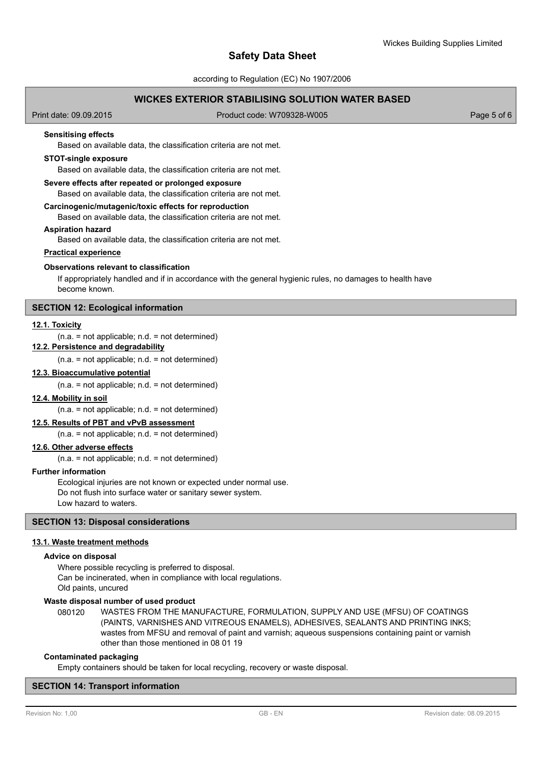**Sensitising effects**

Based on available data, the classification criteria are not met.

**STOT-single exposure**

Based on available data, the classification criteria are not met.

**Severe effects after repeated or prolonged exposure**

Based on available data, the classification criteria are not met.

**Carcinogenic/mutagenic/toxic effects for reproduction**

Based on available data, the classification criteria are not met.

**Aspiration hazard**

Based on available data, the classification criteria are not met.

**Practical experience**

**Observations relevant to classification**

If appropriately handled and if in accordance with the general hygienic rules, no damages to health have become known.

## SECTION 12: Ecological information

### 12.1. Toxicity

(n.a. = not applicable; n.d. = not determined)

### 12.2. Persistence and degradability

(n.a. = not applicable; n.d. = not determined)

### 12.3. Bioaccumulative potential

(n.a. = not applicable; n.d. = not determined)

### 12.4. Mobility in soil

(n.a. = not applicable; n.d. = not determined)

### 12.5. Results of PBT and vPvB assessment

(n.a. = not applicable; n.d. = not determined)

### 12.6. Other adverse effects

(n.a. = not applicable; n.d. = not determined)

**Further information**

Ecological injuries are not known or expected under normal use.
Do not flush into surface water or sanitary sewer system.
Low hazard to waters.

## SECTION 13: Disposal considerations

### 13.1. Waste treatment methods

**Advice on disposal**

Where possible recycling is preferred to disposal.
Can be incinerated, when in compliance with local regulations.
Old paints, uncured

**Waste disposal number of used product**

080120 WASTES FROM THE MANUFACTURE, FORMULATION, SUPPLY AND USE (MFSU) OF COATINGS (PAINTS, VARNISHES AND VITREOUS ENAMELS), ADHESIVES, SEALANTS AND PRINTING INKS; wastes from MFSU and removal of paint and varnish; aqueous suspensions containing paint or varnish other than those mentioned in 08 01 19

**Contaminated packaging**

Empty containers should be taken for local recycling, recovery or waste disposal.

## SECTION 14: Transport information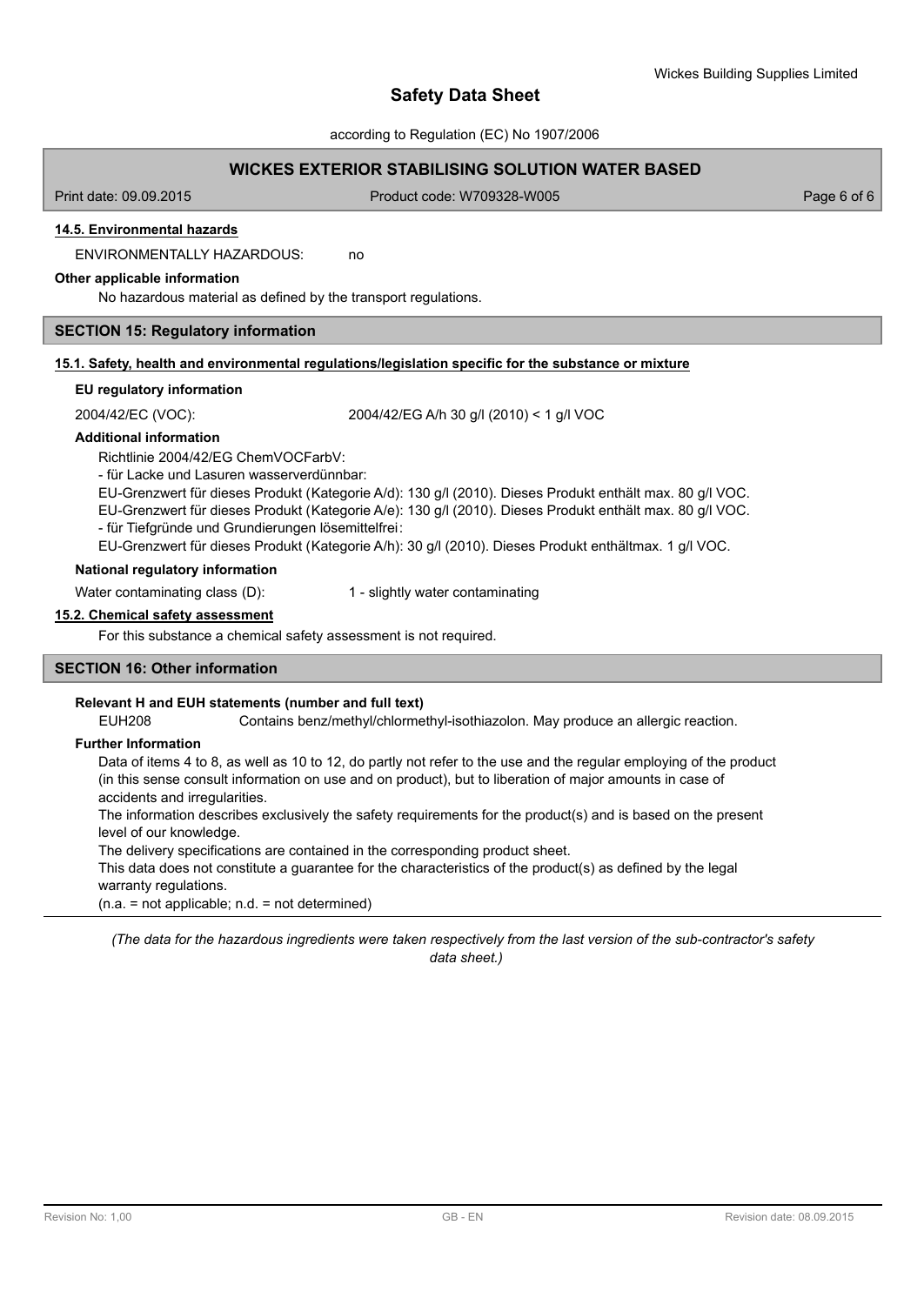#### 14.5. Environmental hazards

ENVIRONMENTALLY HAZARDOUS: no

**Other applicable information**

No hazardous material as defined by the transport regulations.

## SECTION 15: Regulatory information

### 15.1. Safety, health and environmental regulations/legislation specific for the substance or mixture

**EU regulatory information**

2004/42/EC (VOC): 2004/42/EG A/h 30 g/l (2010) < 1 g/l VOC

**Additional information**

Richtlinie 2004/42/EG ChemVOCFarbV:
- für Lacke und Lasuren wasserverdünnbar:

EU-Grenzwert für dieses Produkt (Kategorie A/d): 130 g/l (2010). Dieses Produkt enthält max. 80 g/l VOC.
EU-Grenzwert für dieses Produkt (Kategorie A/e): 130 g/l (2010). Dieses Produkt enthält max. 80 g/l VOC.
- für Tiefgründe und Grundierungen lösemittelfrei:

EU-Grenzwert für dieses Produkt (Kategorie A/h): 30 g/l (2010). Dieses Produkt enthältmax. 1 g/l VOC.

**National regulatory information**

Water contaminating class (D): 1 - slightly water contaminating

### 15.2. Chemical safety assessment

For this substance a chemical safety assessment is not required.

## SECTION 16: Other information

**Relevant H and EUH statements (number and full text)**

EUH208 Contains benz/methyl/chlormethyl-isothiazolon. May produce an allergic reaction.

**Further Information**

Data of items 4 to 8, as well as 10 to 12, do partly not refer to the use and the regular employing of the product (in this sense consult information on use and on product), but to liberation of major amounts in case of accidents and irregularities.
The information describes exclusively the safety requirements for the product(s) and is based on the present level of our knowledge.
The delivery specifications are contained in the corresponding product sheet.
This data does not constitute a guarantee for the characteristics of the product(s) as defined by the legal warranty regulations.
(n.a. = not applicable; n.d. = not determined)

*(The data for the hazardous ingredients were taken respectively from the last version of the sub-contractor's safety data sheet.)*